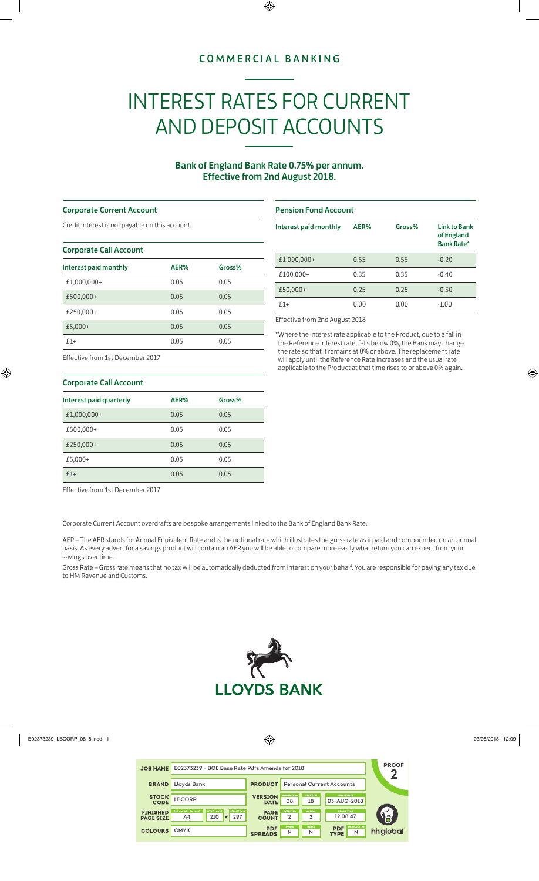COMMERCIAL BANKING

# INTEREST RATES FOR CURRENT AND DEPOSIT ACCOUNTS

**Bank of England Bank Rate 0.75% per annum.**
**Effective from 2nd August 2018.**

## Corporate Current Account

Credit interest is not payable on this account.

## Corporate Call Account

| Interest paid monthly | AER% | Gross% |
|---|---|---|
| £1,000,000+ | 0.05 | 0.05 |
| £500,000+ | 0.05 | 0.05 |
| £250,000+ | 0.05 | 0.05 |
| £5,000+ | 0.05 | 0.05 |
| £1+ | 0.05 | 0.05 |

Effective from 1st December 2017

## Corporate Call Account

| Interest paid quarterly | AER% | Gross% |
|---|---|---|
| £1,000,000+ | 0.05 | 0.05 |
| £500,000+ | 0.05 | 0.05 |
| £250,000+ | 0.05 | 0.05 |
| £5,000+ | 0.05 | 0.05 |
| £1+ | 0.05 | 0.05 |

Effective from 1st December 2017

## Pension Fund Account

| Interest paid monthly | AER% | Gross% | Link to Bank of England Bank Rate* |
|---|---|---|---|
| £1,000,000+ | 0.55 | 0.55 | -0.20 |
| £100,000+ | 0.35 | 0.35 | -0.40 |
| £50,000+ | 0.25 | 0.25 | -0.50 |
| £1+ | 0.00 | 0.00 | -1.00 |

Effective from 2nd August 2018

*Where the interest rate applicable to the Product, due to a fall in the Reference Interest rate, falls below 0%, the Bank may change the rate so that it remains at 0% or above. The replacement rate will apply until the Reference Rate increases and the usual rate applicable to the Product at that time rises to or above 0% again.

Corporate Current Account overdrafts are bespoke arrangements linked to the Bank of England Bank Rate.

AER – The AER stands for Annual Equivalent Rate and is the notional rate which illustrates the gross rate as if paid and compounded on an annual basis. As every advert for a savings product will contain an AER you will be able to compare more easily what return you can expect from your savings over time.

Gross Rate – Gross rate means that no tax will be automatically deducted from interest on your behalf. You are responsible for paying any tax due to HM Revenue and Customs.

LLOYDS BANK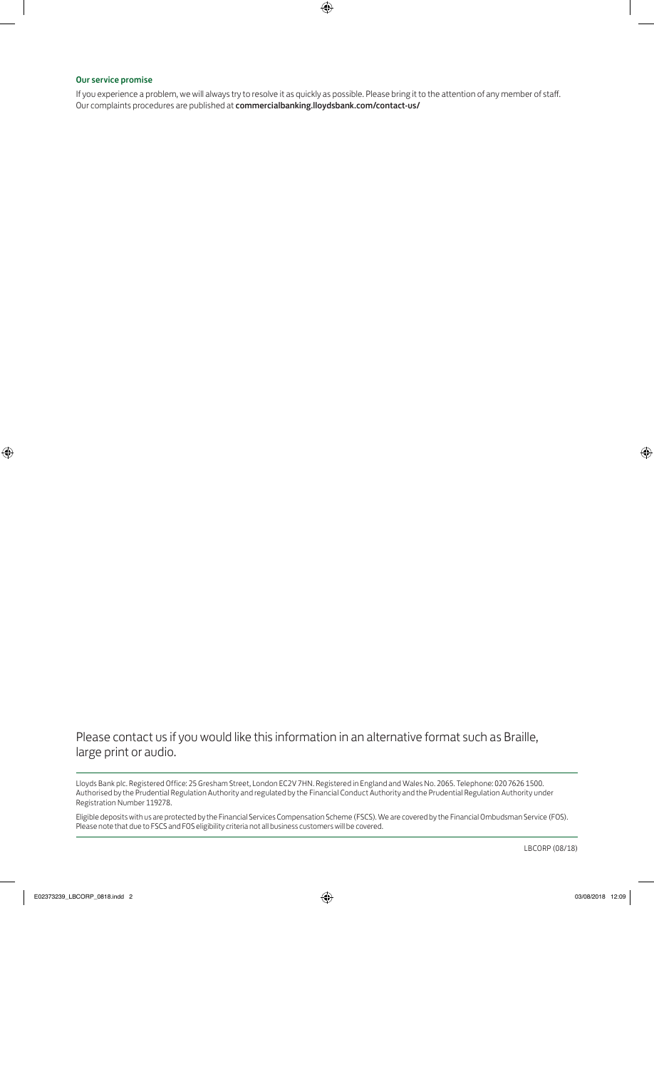**Our service promise**

If you experience a problem, we will always try to resolve it as quickly as possible. Please bring it to the attention of any member of staff. Our complaints procedures are published at **commercialbanking.lloydsbank.com/contact-us/**

Please contact us if you would like this information in an alternative format such as Braille, large print or audio.

Lloyds Bank plc. Registered Office: 25 Gresham Street, London EC2V 7HN. Registered in England and Wales No. 2065. Telephone: 020 7626 1500. Authorised by the Prudential Regulation Authority and regulated by the Financial Conduct Authority and the Prudential Regulation Authority under Registration Number 119278.

Eligible deposits with us are protected by the Financial Services Compensation Scheme (FSCS). We are covered by the Financial Ombudsman Service (FOS). Please note that due to FSCS and FOS eligibility criteria not all business customers will be covered.

LBCORP (08/18)